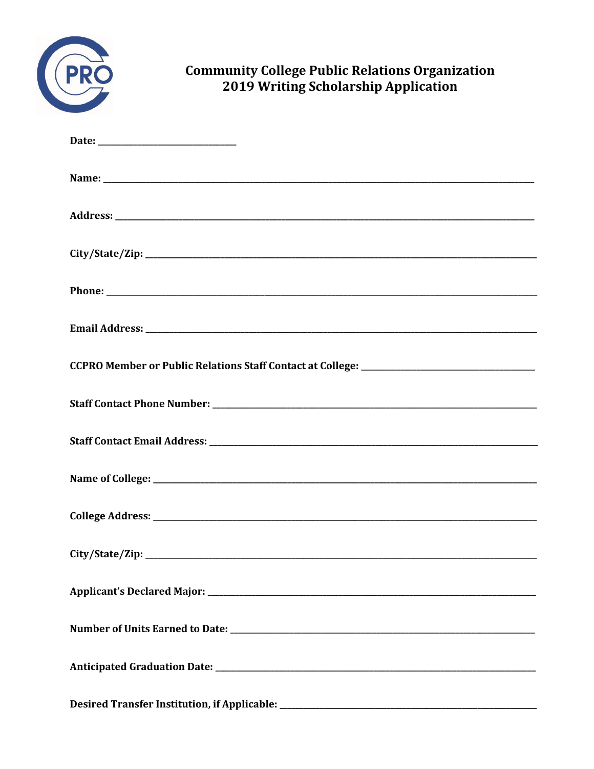# Community College Public Relations Organization
# 2019 Writing Scholarship Application

**Date:** ______________________________

**Name:** ______________________________

**Address:** ______________________________

**City/State/Zip:** ______________________________

**Phone:** ______________________________

**Email Address:** ______________________________

**CCPRO Member or Public Relations Staff Contact at College:** ______________________________

**Staff Contact Phone Number:** ______________________________

**Staff Contact Email Address:** ______________________________

**Name of College:** ______________________________

**College Address:** ______________________________

**City/State/Zip:** ______________________________

**Applicant's Declared Major:** ______________________________

**Number of Units Earned to Date:** ______________________________

**Anticipated Graduation Date:** ______________________________

**Desired Transfer Institution, if Applicable:** ______________________________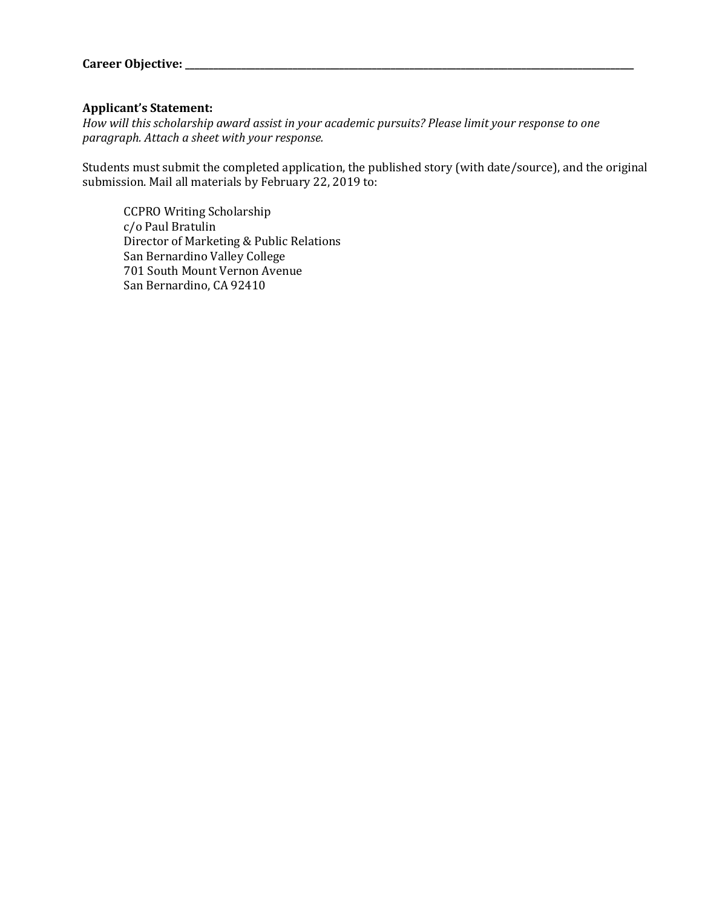**Career Objective:** ______________________________________________________________________________

**Applicant's Statement:**
*How will this scholarship award assist in your academic pursuits? Please limit your response to one paragraph. Attach a sheet with your response.*

Students must submit the completed application, the published story (with date/source), and the original submission. Mail all materials by February 22, 2019 to:

> CCPRO Writing Scholarship
> c/o Paul Bratulin
> Director of Marketing & Public Relations
> San Bernardino Valley College
> 701 South Mount Vernon Avenue
> San Bernardino, CA 92410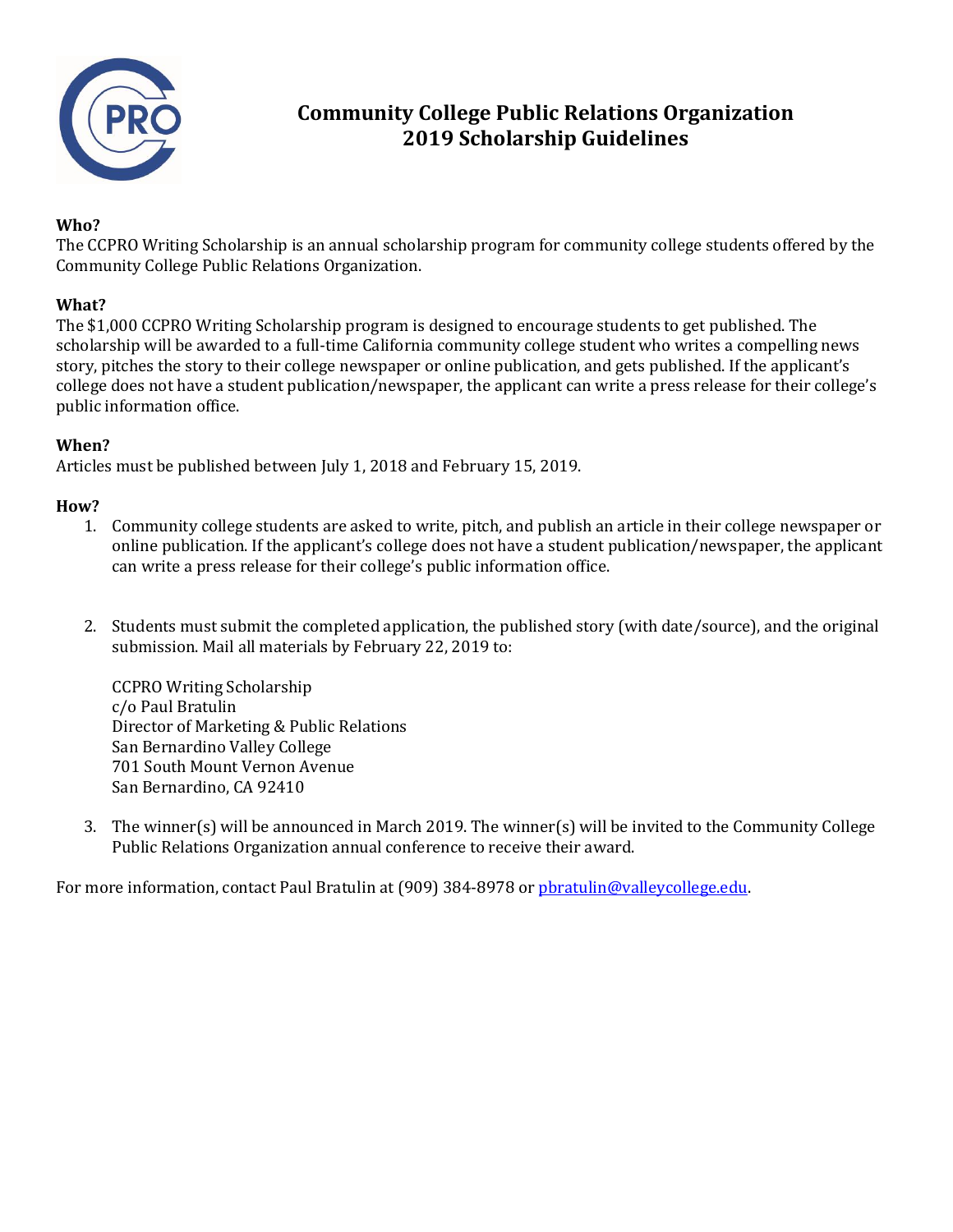# Community College Public Relations Organization
# 2019 Scholarship Guidelines

**Who?**

The CCPRO Writing Scholarship is an annual scholarship program for community college students offered by the Community College Public Relations Organization.

**What?**

The $1,000 CCPRO Writing Scholarship program is designed to encourage students to get published. The scholarship will be awarded to a full-time California community college student who writes a compelling news story, pitches the story to their college newspaper or online publication, and gets published. If the applicant's college does not have a student publication/newspaper, the applicant can write a press release for their college's public information office.

**When?**

Articles must be published between July 1, 2018 and February 15, 2019.

**How?**

1. Community college students are asked to write, pitch, and publish an article in their college newspaper or online publication. If the applicant's college does not have a student publication/newspaper, the applicant can write a press release for their college's public information office.

2. Students must submit the completed application, the published story (with date/source), and the original submission. Mail all materials by February 22, 2019 to:

   CCPRO Writing Scholarship
   c/o Paul Bratulin
   Director of Marketing & Public Relations
   San Bernardino Valley College
   701 South Mount Vernon Avenue
   San Bernardino, CA 92410

3. The winner(s) will be announced in March 2019. The winner(s) will be invited to the Community College Public Relations Organization annual conference to receive their award.

For more information, contact Paul Bratulin at (909) 384-8978 or pbratulin@valleycollege.edu.